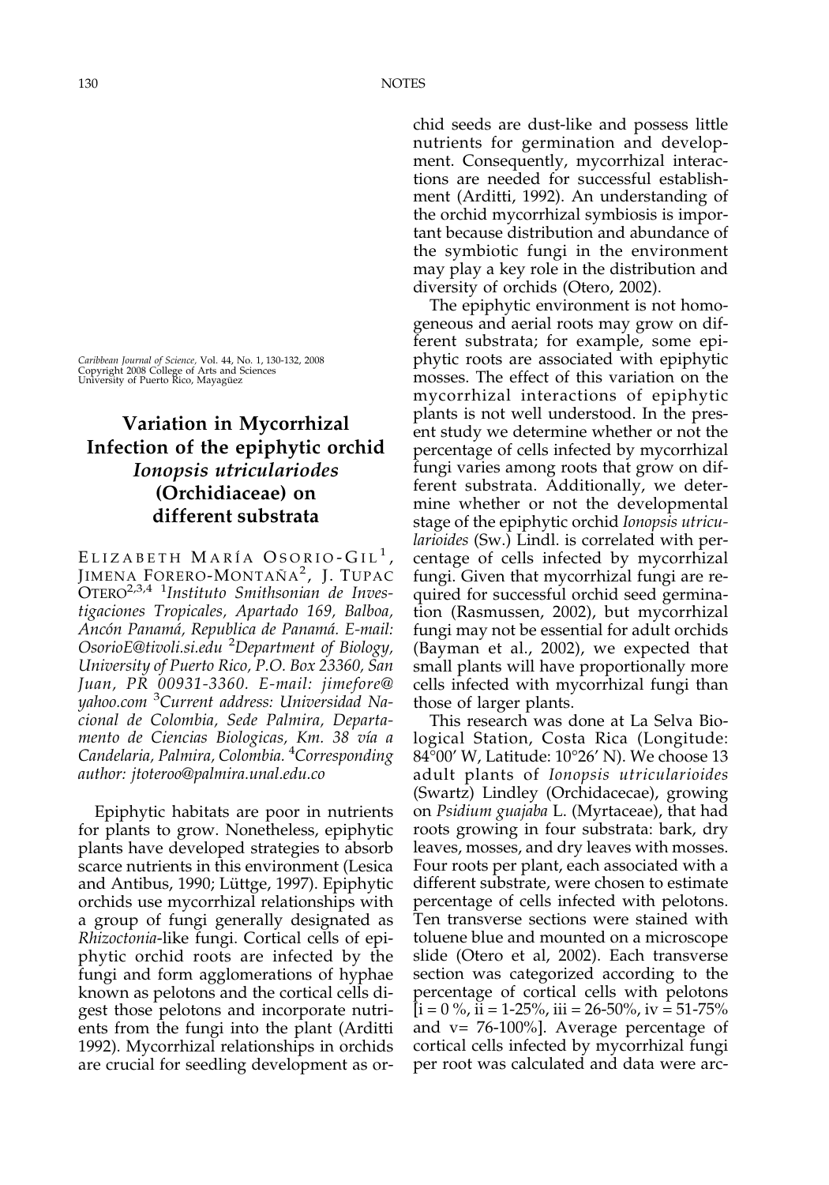*Caribbean Journal of Science*, Vol. 44, No. 1, 130-132, 2008
Copyright 2008 College of Arts and Sciences
University of Puerto Rico, Mayagüez

# Variation in Mycorrhizal Infection of the epiphytic orchid *Ionopsis utricularioides* (Orchidiaceae) on different substrata

ELIZABETH MARÍA OSORIO-GIL[1], JIMENA FORERO-MONTAÑA[2], J. TUPAC OTERO[2,3,4] [1]*Instituto Smithsonian de Investigaciones Tropicales, Apartado 169, Balboa, Ancón Panamá, Republica de Panamá. E-mail: OsorioE@tivoli.si.edu* [2]*Department of Biology, University of Puerto Rico, P.O. Box 23360, San Juan, PR 00931-3360. E-mail: jimefore@yahoo.com* [3]*Current address: Universidad Nacional de Colombia, Sede Palmira, Departamento de Ciencias Biologicas, Km. 38 vía a Candelaria, Palmira, Colombia.* [4]*Corresponding author: jtoteroo@palmira.unal.edu.co*

Epiphytic habitats are poor in nutrients for plants to grow. Nonetheless, epiphytic plants have developed strategies to absorb scarce nutrients in this environment (Lesica and Antibus, 1990; Lüttge, 1997). Epiphytic orchids use mycorrhizal relationships with a group of fungi generally designated as *Rhizoctonia*-like fungi. Cortical cells of epiphytic orchid roots are infected by the fungi and form agglomerations of hyphae known as pelotons and the cortical cells digest those pelotons and incorporate nutrients from the fungi into the plant (Arditti 1992). Mycorrhizal relationships in orchids are crucial for seedling development as orchid seeds are dust-like and possess little nutrients for germination and development. Consequently, mycorrhizal interactions are needed for successful establishment (Arditti, 1992). An understanding of the orchid mycorrhizal symbiosis is important because distribution and abundance of the symbiotic fungi in the environment may play a key role in the distribution and diversity of orchids (Otero, 2002).

The epiphytic environment is not homogeneous and aerial roots may grow on different substrata; for example, some epiphytic roots are associated with epiphytic mosses. The effect of this variation on the mycorrhizal interactions of epiphytic plants is not well understood. In the present study we determine whether or not the percentage of cells infected by mycorrhizal fungi varies among roots that grow on different substrata. Additionally, we determine whether or not the developmental stage of the epiphytic orchid *Ionopsis utricularioides* (Sw.) Lindl. is correlated with percentage of cells infected by mycorrhizal fungi. Given that mycorrhizal fungi are required for successful orchid seed germination (Rasmussen, 2002), but mycorrhizal fungi may not be essential for adult orchids (Bayman et al., 2002), we expected that small plants will have proportionally more cells infected with mycorrhizal fungi than those of larger plants.

This research was done at La Selva Biological Station, Costa Rica (Longitude: 84°00′ W, Latitude: 10°26′ N). We choose 13 adult plants of *Ionopsis utricularioides* (Swartz) Lindley (Orchidacecae), growing on *Psidium guajaba* L. (Myrtaceae), that had roots growing in four substrata: bark, dry leaves, mosses, and dry leaves with mosses. Four roots per plant, each associated with a different substrate, were chosen to estimate percentage of cells infected with pelotons. Ten transverse sections were stained with toluene blue and mounted on a microscope slide (Otero et al, 2002). Each transverse section was categorized according to the percentage of cortical cells with pelotons [i = 0 %, ii = 1-25%, iii = 26-50%, iv = 51-75% and v= 76-100%]. Average percentage of cortical cells infected by mycorrhizal fungi per root was calculated and data were arc-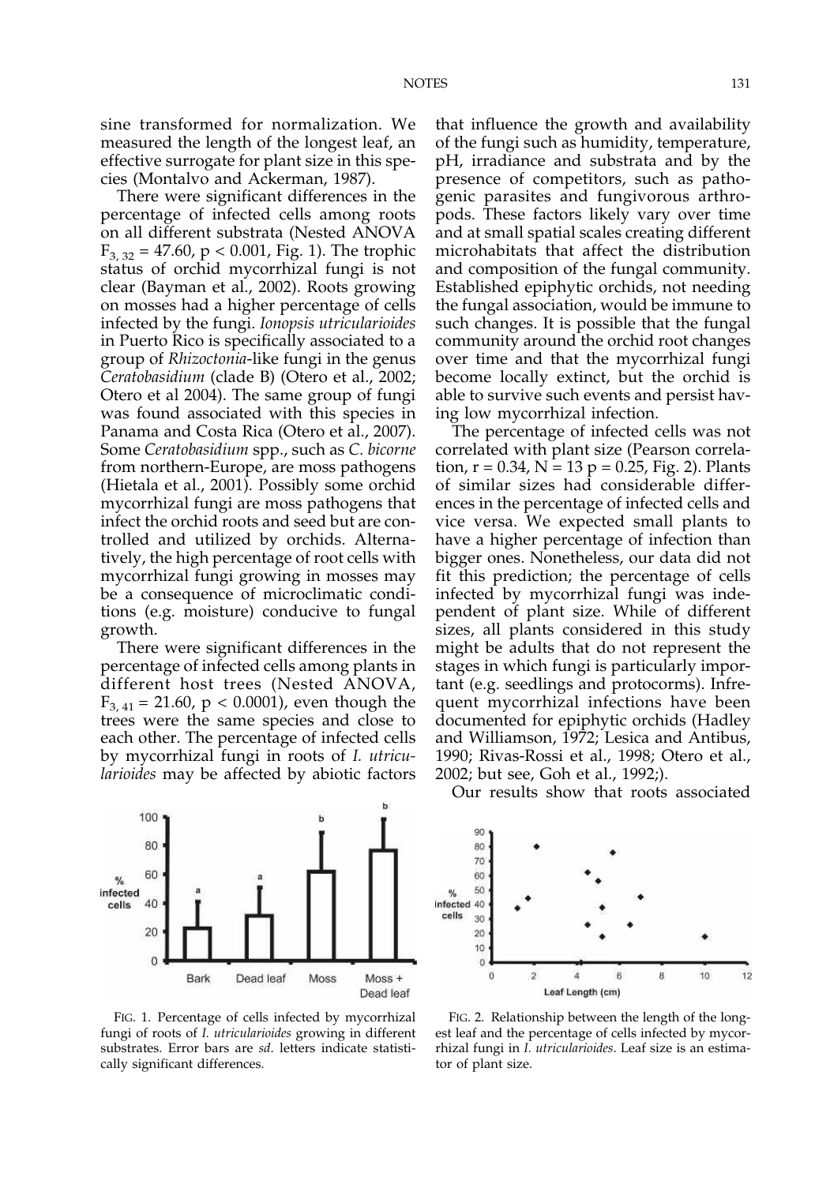sine transformed for normalization. We measured the length of the longest leaf, an effective surrogate for plant size in this species (Montalvo and Ackerman, 1987).

There were significant differences in the percentage of infected cells among roots on all different substrata (Nested ANOVA $F_{3, 32} = 47.60$, $p < 0.001$, Fig. 1). The trophic status of orchid mycorrhizal fungi is not clear (Bayman et al., 2002). Roots growing on mosses had a higher percentage of cells infected by the fungi. *Ionopsis utricularioides* in Puerto Rico is specifically associated to a group of *Rhizoctonia*-like fungi in the genus *Ceratobasidium* (clade B) (Otero et al., 2002; Otero et al 2004). The same group of fungi was found associated with this species in Panama and Costa Rica (Otero et al., 2007). Some *Ceratobasidium* spp., such as *C. bicorne* from northern-Europe, are moss pathogens (Hietala et al., 2001). Possibly some orchid mycorrhizal fungi are moss pathogens that infect the orchid roots and seed but are controlled and utilized by orchids. Alternatively, the high percentage of root cells with mycorrhizal fungi growing in mosses may be a consequence of microclimatic conditions (e.g. moisture) conducive to fungal growth.

There were significant differences in the percentage of infected cells among plants in different host trees (Nested ANOVA, $F_{3, 41} = 21.60$, $p < 0.0001$), even though the trees were the same species and close to each other. The percentage of infected cells by mycorrhizal fungi in roots of *I. utricularioides* may be affected by abiotic factors that influence the growth and availability of the fungi such as humidity, temperature, pH, irradiance and substrata and by the presence of competitors, such as pathogenic parasites and fungivorous arthropods. These factors likely vary over time and at small spatial scales creating different microhabitats that affect the distribution and composition of the fungal community. Established epiphytic orchids, not needing the fungal association, would be immune to such changes. It is possible that the fungal community around the orchid root changes over time and that the mycorrhizal fungi become locally extinct, but the orchid is able to survive such events and persist having low mycorrhizal infection.

The percentage of infected cells was not correlated with plant size (Pearson correlation, $r = 0.34$, $N = 13$ $p = 0.25$, Fig. 2). Plants of similar sizes had considerable differences in the percentage of infected cells and vice versa. We expected small plants to have a higher percentage of infection than bigger ones. Nonetheless, our data did not fit this prediction; the percentage of cells infected by mycorrhizal fungi was independent of plant size. While of different sizes, all plants considered in this study might be adults that do not represent the stages in which fungi is particularly important (e.g. seedlings and protocorms). Infrequent mycorrhizal infections have been documented for epiphytic orchids (Hadley and Williamson, 1972; Lesica and Antibus, 1990; Rivas-Rossi et al., 1998; Otero et al., 2002; but see, Goh et al., 1992;).

Our results show that roots associated

% infected cells
0
20
40
60
80
100
a
a
b
b
Bark
Dead leaf
Moss
Moss + Dead leaf

FIG. 1. Percentage of cells infected by mycorrhizal fungi of roots of *I. utricularioides* growing in different substrates. Error bars are *sd*. letters indicate statistically significant differences.

% infected cells
0
10
20
30
40
50
60
70
80
90
0
2
4
6
8
10
12
Leaf Length (cm)

FIG. 2. Relationship between the length of the longest leaf and the percentage of cells infected by mycorrhizal fungi in *I. utricularioides*. Leaf size is an estimator of plant size.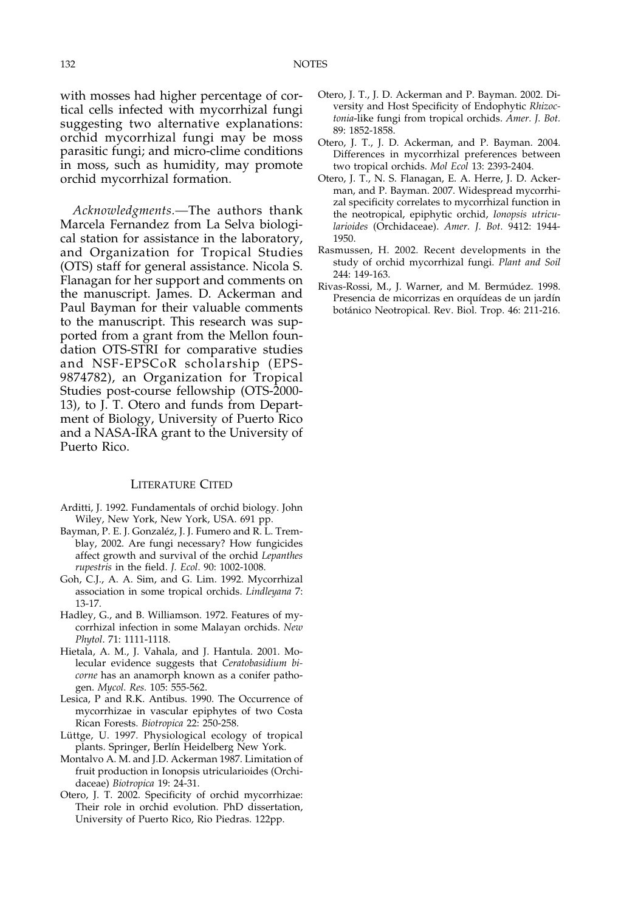with mosses had higher percentage of cortical cells infected with mycorrhizal fungi suggesting two alternative explanations: orchid mycorrhizal fungi may be moss parasitic fungi; and micro-clime conditions in moss, such as humidity, may promote orchid mycorrhizal formation.

*Acknowledgments.*—The authors thank Marcela Fernandez from La Selva biological station for assistance in the laboratory, and Organization for Tropical Studies (OTS) staff for general assistance. Nicola S. Flanagan for her support and comments on the manuscript. James. D. Ackerman and Paul Bayman for their valuable comments to the manuscript. This research was supported from a grant from the Mellon foundation OTS-STRI for comparative studies and NSF-EPSCoR scholarship (EPS-9874782), an Organization for Tropical Studies post-course fellowship (OTS-2000-13), to J. T. Otero and funds from Department of Biology, University of Puerto Rico and a NASA-IRA grant to the University of Puerto Rico.

## Literature Cited

Arditti, J. 1992. Fundamentals of orchid biology. John Wiley, New York, New York, USA. 691 pp.

Bayman, P. E. J. Gonzaléz, J. J. Fumero and R. L. Tremblay, 2002. Are fungi necessary? How fungicides affect growth and survival of the orchid *Lepanthes rupestris* in the field. *J. Ecol*. 90: 1002-1008.

Goh, C.J., A. A. Sim, and G. Lim. 1992. Mycorrhizal association in some tropical orchids. *Lindleyana* 7: 13-17.

Hadley, G., and B. Williamson. 1972. Features of mycorrhizal infection in some Malayan orchids. *New Phytol*. 71: 1111-1118.

Hietala, A. M., J. Vahala, and J. Hantula. 2001. Molecular evidence suggests that *Ceratobasidium bicorne* has an anamorph known as a conifer pathogen. *Mycol. Res.* 105: 555-562.

Lesica, P and R.K. Antibus. 1990. The Occurrence of mycorrhizae in vascular epiphytes of two Costa Rican Forests. *Biotropica* 22: 250-258.

Lüttge, U. 1997. Physiological ecology of tropical plants. Springer, Berlín Heidelberg New York.

Montalvo A. M. and J.D. Ackerman 1987. Limitation of fruit production in Ionopsis utricularioides (Orchidaceae) *Biotropica* 19: 24-31.

Otero, J. T. 2002. Specificity of orchid mycorrhizae: Their role in orchid evolution. PhD dissertation, University of Puerto Rico, Rio Piedras. 122pp.

Otero, J. T., J. D. Ackerman and P. Bayman. 2002. Diversity and Host Specificity of Endophytic *Rhizoctonia*-like fungi from tropical orchids. *Amer. J. Bot.* 89: 1852-1858.

Otero, J. T., J. D. Ackerman, and P. Bayman. 2004. Differences in mycorrhizal preferences between two tropical orchids. *Mol Ecol* 13: 2393-2404.

Otero, J. T., N. S. Flanagan, E. A. Herre, J. D. Ackerman, and P. Bayman. 2007. Widespread mycorrhizal specificity correlates to mycorrhizal function in the neotropical, epiphytic orchid, *Ionopsis utricularioides* (Orchidaceae). *Amer. J. Bot.* 9412: 1944-1950.

Rasmussen, H. 2002. Recent developments in the study of orchid mycorrhizal fungi. *Plant and Soil* 244: 149-163.

Rivas-Rossi, M., J. Warner, and M. Bermúdez. 1998. Presencia de micorrizas en orquídeas de un jardín botánico Neotropical. Rev. Biol. Trop. 46: 211-216.